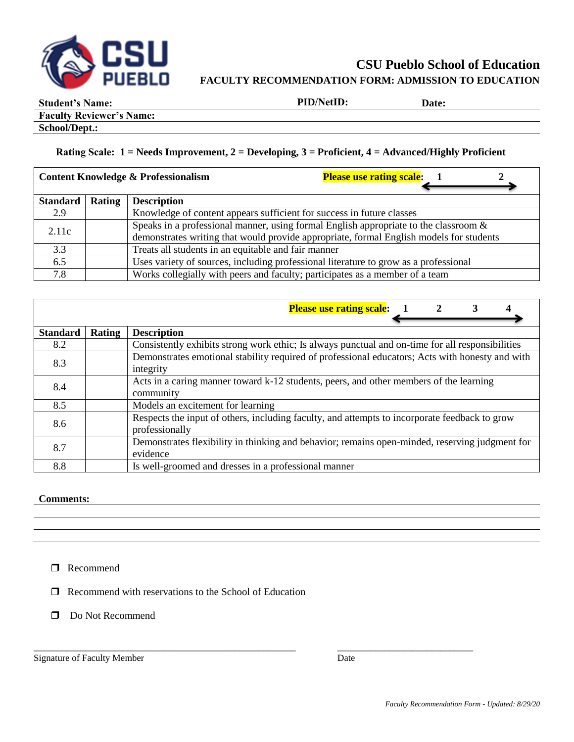# CSU Pueblo School of Education

## FACULTY RECOMMENDATION FORM: ADMISSION TO EDUCATION

**Student's Name:** **PID/NetID:** **Date:**

**Faculty Reviewer's Name:**

**School/Dept.:**

**Rating Scale: 1 = Needs Improvement, 2 = Developing, 3 = Proficient, 4 = Advanced/Highly Proficient**

**Content Knowledge & Professionalism** — **Please use rating scale:** 1 ⟷ 2

| Standard | Rating | Description |
|---|---|---|
| 2.9 | | Knowledge of content appears sufficient for success in future classes |
| 2.11c | | Speaks in a professional manner, using formal English appropriate to the classroom & demonstrates writing that would provide appropriate, formal English models for students |
| 3.3 | | Treats all students in an equitable and fair manner |
| 6.5 | | Uses variety of sources, including professional literature to grow as a professional |
| 7.8 | | Works collegially with peers and faculty; participates as a member of a team |

**Please use rating scale:** 1 2 3 4

| Standard | Rating | Description |
|---|---|---|
| 8.2 | | Consistently exhibits strong work ethic; Is always punctual and on-time for all responsibilities |
| 8.3 | | Demonstrates emotional stability required of professional educators; Acts with honesty and with integrity |
| 8.4 | | Acts in a caring manner toward k-12 students, peers, and other members of the learning community |
| 8.5 | | Models an excitement for learning |
| 8.6 | | Respects the input of others, including faculty, and attempts to incorporate feedback to grow professionally |
| 8.7 | | Demonstrates flexibility in thinking and behavior; remains open-minded, reserving judgment for evidence |
| 8.8 | | Is well-groomed and dresses in a professional manner |

**Comments:**

- ❒ Recommend
- ❒ Recommend with reservations to the School of Education
- ❒ Do Not Recommend

_______________________________________________ Signature of Faculty Member

_________________________ Date

*Faculty Recommendation Form - Updated: 8/29/20*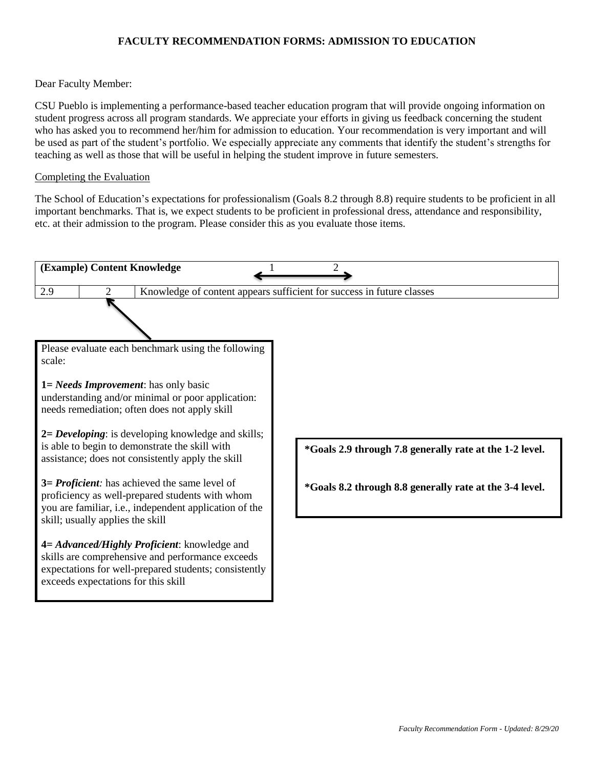**FACULTY RECOMMENDATION FORMS: ADMISSION TO EDUCATION**

Dear Faculty Member:

CSU Pueblo is implementing a performance-based teacher education program that will provide ongoing information on student progress across all program standards. We appreciate your efforts in giving us feedback concerning the student who has asked you to recommend her/him for admission to education. Your recommendation is very important and will be used as part of the student's portfolio. We especially appreciate any comments that identify the student's strengths for teaching as well as those that will be useful in helping the student improve in future semesters.

Completing the Evaluation

The School of Education's expectations for professionalism (Goals 8.2 through 8.8) require students to be proficient in all important benchmarks. That is, we expect students to be proficient in professional dress, attendance and responsibility, etc. at their admission to the program. Please consider this as you evaluate those items.

| **(Example) Content Knowledge** | 1 ⟷ 2 | |
|---|---|---|
| 2.9 | 2 | Knowledge of content appears sufficient for success in future classes |

Please evaluate each benchmark using the following scale:

**1=** ***Needs Improvement***: has only basic understanding and/or minimal or poor application: needs remediation; often does not apply skill

**2=** ***Developing***: is developing knowledge and skills; is able to begin to demonstrate the skill with assistance; does not consistently apply the skill

**3=** ***Proficient:*** has achieved the same level of proficiency as well-prepared students with whom you are familiar, i.e., independent application of the skill; usually applies the skill

**4=** ***Advanced/Highly Proficient***: knowledge and skills are comprehensive and performance exceeds expectations for well-prepared students; consistently exceeds expectations for this skill

**\*Goals 2.9 through 7.8 generally rate at the 1-2 level.**

**\*Goals 8.2 through 8.8 generally rate at the 3-4 level.**